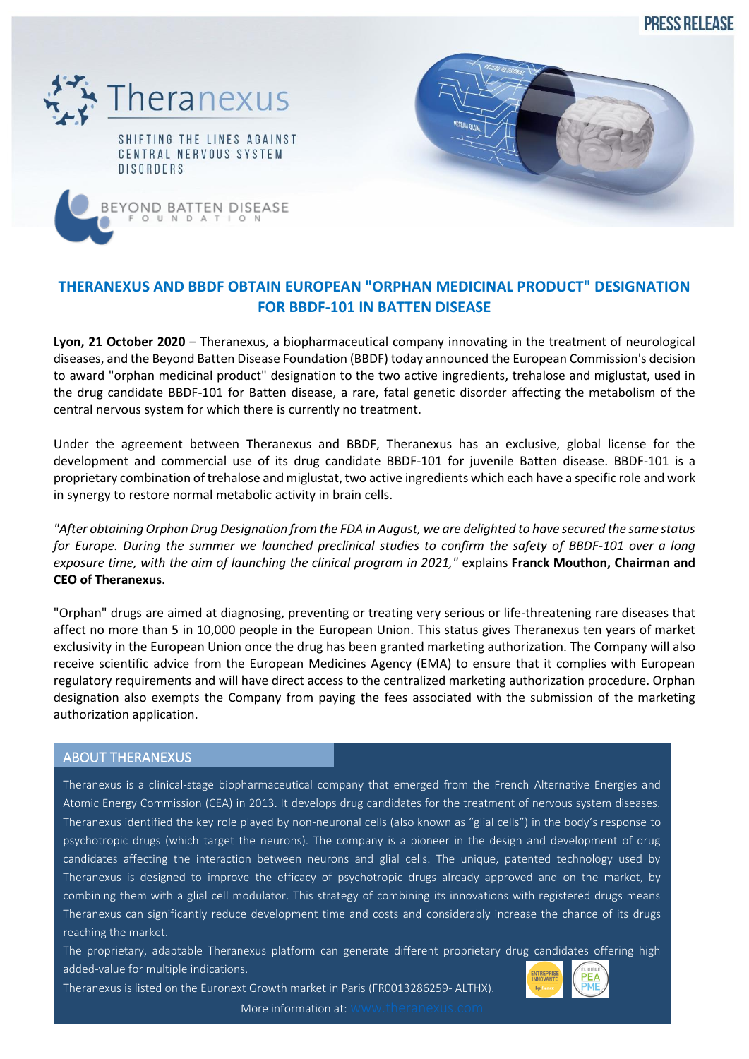PRESS RELEASE

Theranexus

SHIFTING THE LINES AGAINST CENTRAL NERVOUS SYSTEM DISORDERS

BEYOND BATTEN DISEASE FOUNDATION

# THERANEXUS AND BBDF OBTAIN EUROPEAN "ORPHAN MEDICINAL PRODUCT" DESIGNATION FOR BBDF-101 IN BATTEN DISEASE

**Lyon, 21 October 2020** – Theranexus, a biopharmaceutical company innovating in the treatment of neurological diseases, and the Beyond Batten Disease Foundation (BBDF) today announced the European Commission's decision to award "orphan medicinal product" designation to the two active ingredients, trehalose and miglustat, used in the drug candidate BBDF-101 for Batten disease, a rare, fatal genetic disorder affecting the metabolism of the central nervous system for which there is currently no treatment.

Under the agreement between Theranexus and BBDF, Theranexus has an exclusive, global license for the development and commercial use of its drug candidate BBDF-101 for juvenile Batten disease. BBDF-101 is a proprietary combination of trehalose and miglustat, two active ingredients which each have a specific role and work in synergy to restore normal metabolic activity in brain cells.

*"After obtaining Orphan Drug Designation from the FDA in August, we are delighted to have secured the same status for Europe. During the summer we launched preclinical studies to confirm the safety of BBDF-101 over a long exposure time, with the aim of launching the clinical program in 2021,"* explains **Franck Mouthon, Chairman and CEO of Theranexus**.

"Orphan" drugs are aimed at diagnosing, preventing or treating very serious or life-threatening rare diseases that affect no more than 5 in 10,000 people in the European Union. This status gives Theranexus ten years of market exclusivity in the European Union once the drug has been granted marketing authorization. The Company will also receive scientific advice from the European Medicines Agency (EMA) to ensure that it complies with European regulatory requirements and will have direct access to the centralized marketing authorization procedure. Orphan designation also exempts the Company from paying the fees associated with the submission of the marketing authorization application.

## ABOUT THERANEXUS

Theranexus is a clinical-stage biopharmaceutical company that emerged from the French Alternative Energies and Atomic Energy Commission (CEA) in 2013. It develops drug candidates for the treatment of nervous system diseases. Theranexus identified the key role played by non-neuronal cells (also known as "glial cells") in the body's response to psychotropic drugs (which target the neurons). The company is a pioneer in the design and development of drug candidates affecting the interaction between neurons and glial cells. The unique, patented technology used by Theranexus is designed to improve the efficacy of psychotropic drugs already approved and on the market, by combining them with a glial cell modulator. This strategy of combining its innovations with registered drugs means Theranexus can significantly reduce development time and costs and considerably increase the chance of its drugs reaching the market.

The proprietary, adaptable Theranexus platform can generate different proprietary drug candidates offering high added-value for multiple indications.

Theranexus is listed on the Euronext Growth market in Paris (FR0013286259- ALTHX).

More information at: www.theranexus.com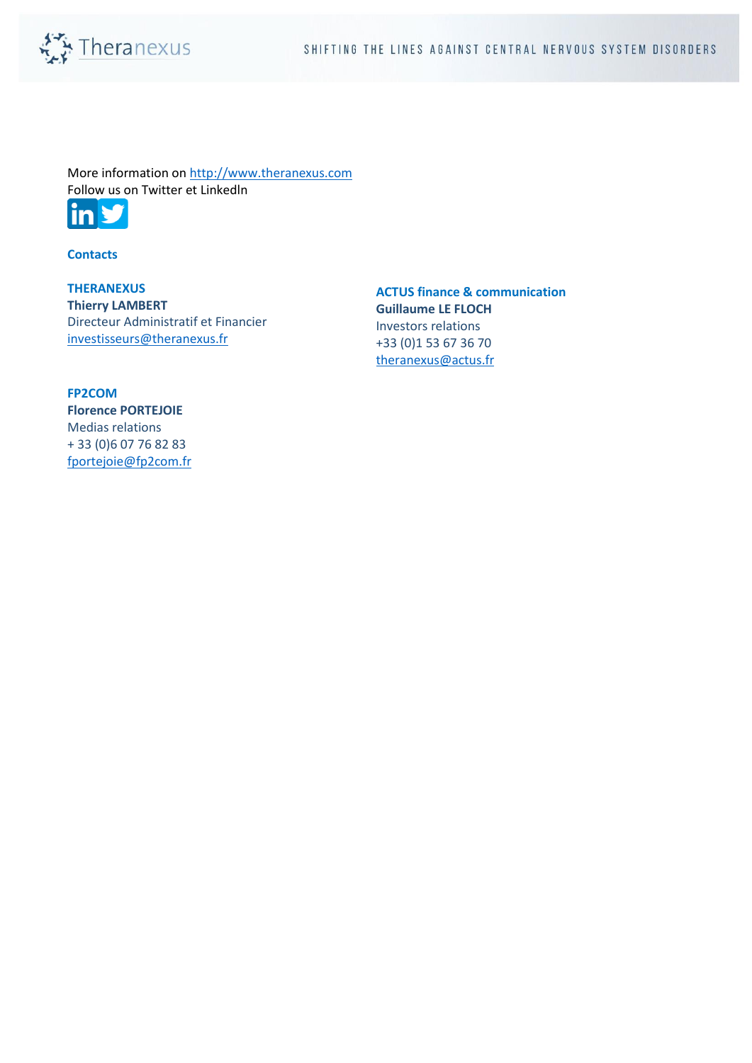More information on http://www.theranexus.com
Follow us on Twitter et LinkedIn

**Contacts**

**THERANEXUS**
**Thierry LAMBERT**
Directeur Administratif et Financier
investisseurs@theranexus.fr

**ACTUS finance & communication**
**Guillaume LE FLOCH**
Investors relations
+33 (0)1 53 67 36 70
theranexus@actus.fr

**FP2COM**
**Florence PORTEJOIE**
Medias relations
+ 33 (0)6 07 76 82 83
fportejoie@fp2com.fr